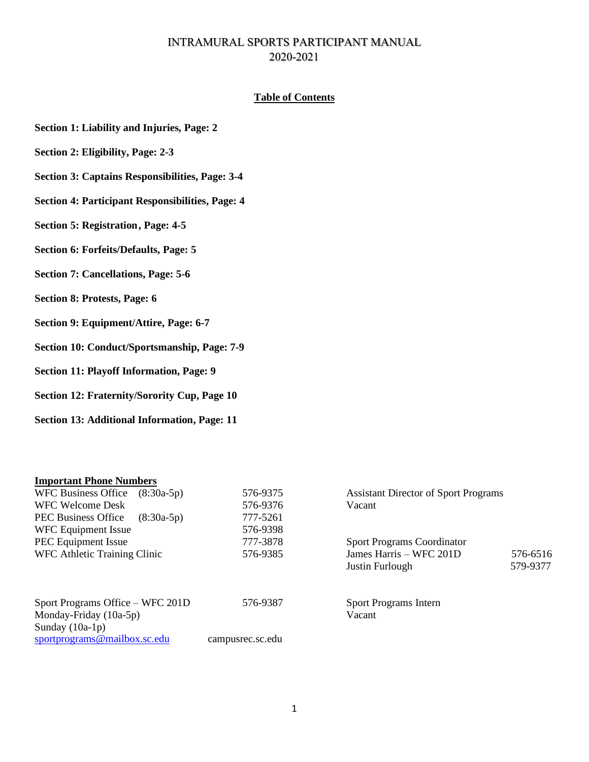# INTRAMURAL SPORTS PARTICIPANT MANUAL
# 2020-2021

## Table of Contents

**Section 1: Liability and Injuries, Page: 2**

**Section 2: Eligibility, Page: 2-3**

**Section 3: Captains Responsibilities, Page: 3-4**

**Section 4: Participant Responsibilities, Page: 4**

**Section 5: Registration, Page: 4-5**

**Section 6: Forfeits/Defaults, Page: 5**

**Section 7: Cancellations, Page: 5-6**

**Section 8: Protests, Page: 6**

**Section 9: Equipment/Attire, Page: 6-7**

**Section 10: Conduct/Sportsmanship, Page: 7-9**

**Section 11: Playoff Information, Page: 9**

**Section 12: Fraternity/Sorority Cup, Page 10**

**Section 13: Additional Information, Page: 11**

**Important Phone Numbers**

| | |
|---|---|
| WFC Business Office (8:30a-5p) | 576-9375 |
| WFC Welcome Desk | 576-9376 |
| PEC Business Office (8:30a-5p) | 777-5261 |
| WFC Equipment Issue | 576-9398 |
| PEC Equipment Issue | 777-3878 |
| WFC Athletic Training Clinic | 576-9385 |

Sport Programs Office – WFC 201D 576-9387
Monday-Friday (10a-5p)
Sunday (10a-1p)
sportprograms@mailbox.sc.edu campusrec.sc.edu

Assistant Director of Sport Programs
Vacant

Sport Programs Coordinator

| | |
|---|---|
| James Harris – WFC 201D | 576-6516 |
| Justin Furlough | 579-9377 |

Sport Programs Intern
Vacant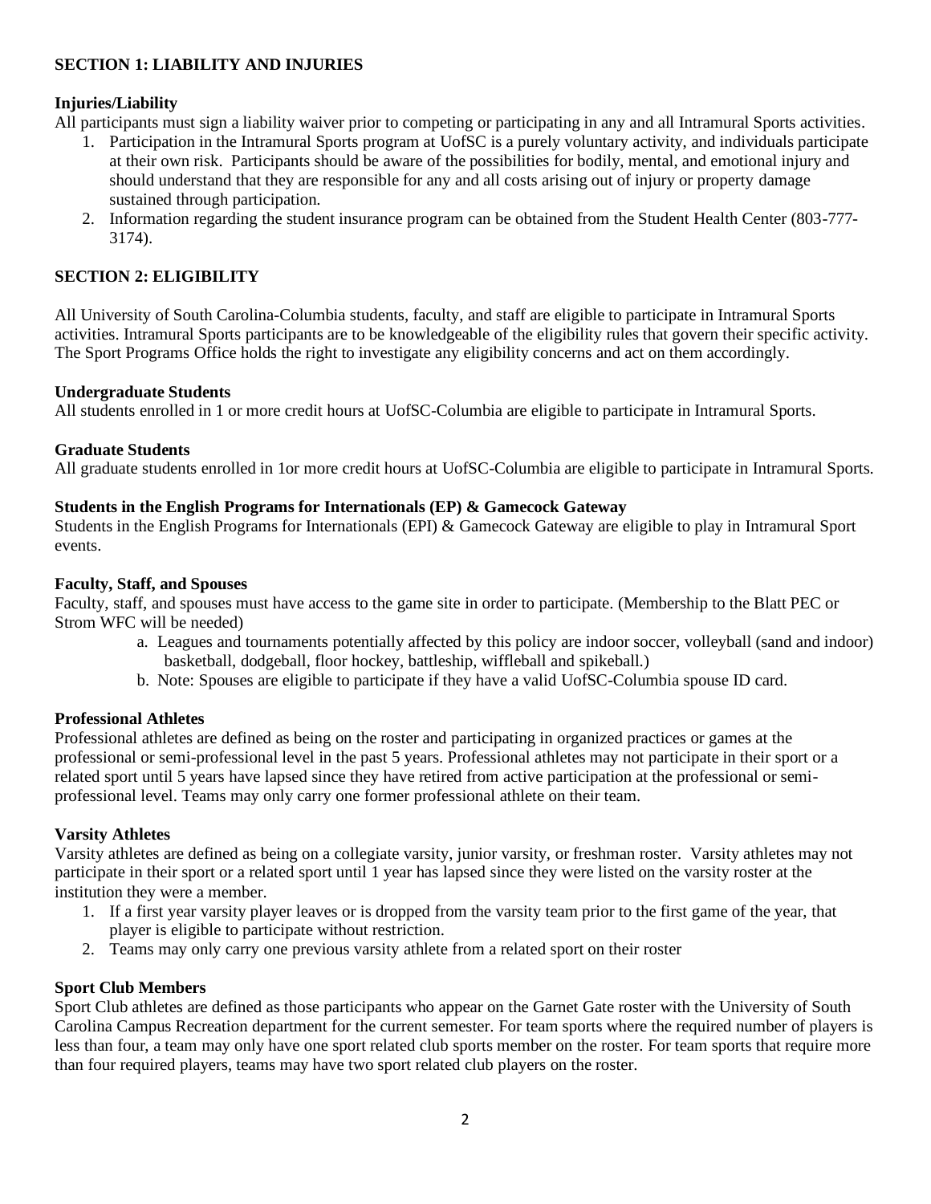## SECTION 1: LIABILITY AND INJURIES

### Injuries/Liability

All participants must sign a liability waiver prior to competing or participating in any and all Intramural Sports activities.

1. Participation in the Intramural Sports program at UofSC is a purely voluntary activity, and individuals participate at their own risk. Participants should be aware of the possibilities for bodily, mental, and emotional injury and should understand that they are responsible for any and all costs arising out of injury or property damage sustained through participation.
2. Information regarding the student insurance program can be obtained from the Student Health Center (803-777-3174).

## SECTION 2: ELIGIBILITY

All University of South Carolina-Columbia students, faculty, and staff are eligible to participate in Intramural Sports activities. Intramural Sports participants are to be knowledgeable of the eligibility rules that govern their specific activity. The Sport Programs Office holds the right to investigate any eligibility concerns and act on them accordingly.

### Undergraduate Students

All students enrolled in 1 or more credit hours at UofSC-Columbia are eligible to participate in Intramural Sports.

### Graduate Students

All graduate students enrolled in 1or more credit hours at UofSC-Columbia are eligible to participate in Intramural Sports.

### Students in the English Programs for Internationals (EP) & Gamecock Gateway

Students in the English Programs for Internationals (EPI) & Gamecock Gateway are eligible to play in Intramural Sport events.

### Faculty, Staff, and Spouses

Faculty, staff, and spouses must have access to the game site in order to participate. (Membership to the Blatt PEC or Strom WFC will be needed)

a. Leagues and tournaments potentially affected by this policy are indoor soccer, volleyball (sand and indoor) basketball, dodgeball, floor hockey, battleship, wiffleball and spikeball.)
b. Note: Spouses are eligible to participate if they have a valid UofSC-Columbia spouse ID card.

### Professional Athletes

Professional athletes are defined as being on the roster and participating in organized practices or games at the professional or semi-professional level in the past 5 years. Professional athletes may not participate in their sport or a related sport until 5 years have lapsed since they have retired from active participation at the professional or semi-professional level. Teams may only carry one former professional athlete on their team.

### Varsity Athletes

Varsity athletes are defined as being on a collegiate varsity, junior varsity, or freshman roster. Varsity athletes may not participate in their sport or a related sport until 1 year has lapsed since they were listed on the varsity roster at the institution they were a member.

1. If a first year varsity player leaves or is dropped from the varsity team prior to the first game of the year, that player is eligible to participate without restriction.
2. Teams may only carry one previous varsity athlete from a related sport on their roster

### Sport Club Members

Sport Club athletes are defined as those participants who appear on the Garnet Gate roster with the University of South Carolina Campus Recreation department for the current semester. For team sports where the required number of players is less than four, a team may only have one sport related club sports member on the roster. For team sports that require more than four required players, teams may have two sport related club players on the roster.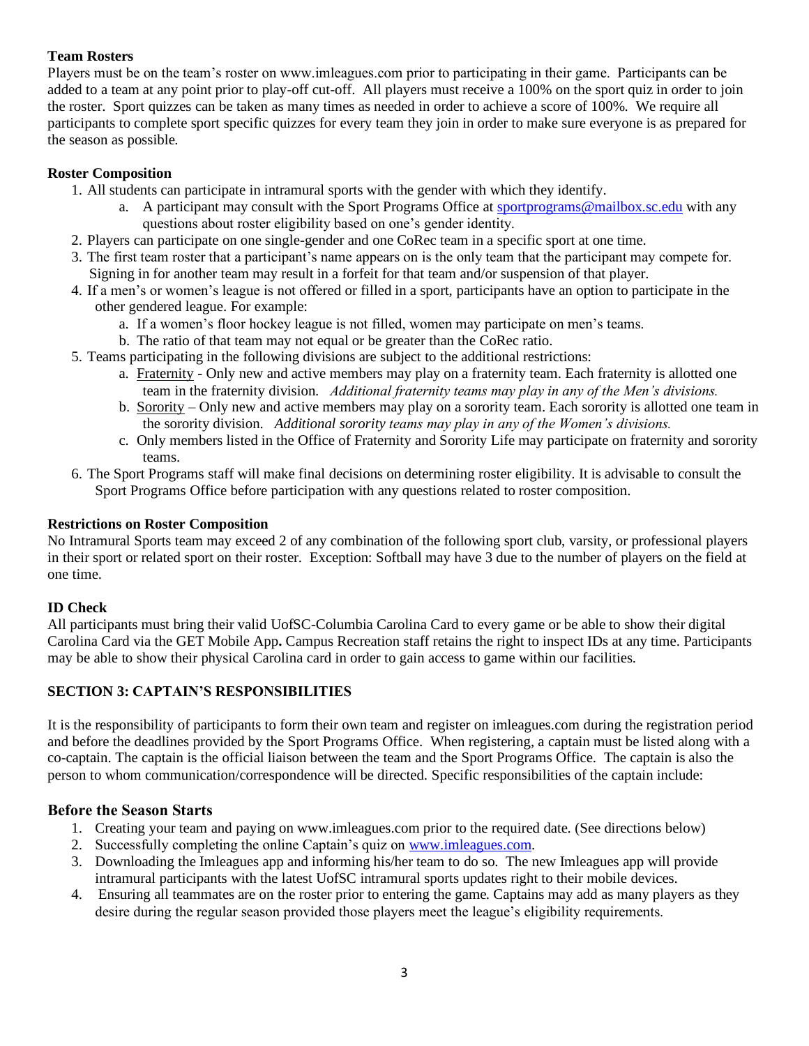**Team Rosters**

Players must be on the team's roster on www.imleagues.com prior to participating in their game. Participants can be added to a team at any point prior to play-off cut-off. All players must receive a 100% on the sport quiz in order to join the roster. Sport quizzes can be taken as many times as needed in order to achieve a score of 100%. We require all participants to complete sport specific quizzes for every team they join in order to make sure everyone is as prepared for the season as possible.

**Roster Composition**

1. All students can participate in intramural sports with the gender with which they identify.
    a. A participant may consult with the Sport Programs Office at sportprograms@mailbox.sc.edu with any questions about roster eligibility based on one's gender identity.
2. Players can participate on one single-gender and one CoRec team in a specific sport at one time.
3. The first team roster that a participant's name appears on is the only team that the participant may compete for. Signing in for another team may result in a forfeit for that team and/or suspension of that player.
4. If a men's or women's league is not offered or filled in a sport, participants have an option to participate in the other gendered league. For example:
    a. If a women's floor hockey league is not filled, women may participate on men's teams.
    b. The ratio of that team may not equal or be greater than the CoRec ratio.
5. Teams participating in the following divisions are subject to the additional restrictions:
    a. Fraternity - Only new and active members may play on a fraternity team. Each fraternity is allotted one team in the fraternity division. *Additional fraternity teams may play in any of the Men's divisions.*
    b. Sorority – Only new and active members may play on a sorority team. Each sorority is allotted one team in the sorority division. *Additional sorority teams may play in any of the Women's divisions.*
    c. Only members listed in the Office of Fraternity and Sorority Life may participate on fraternity and sorority teams.
6. The Sport Programs staff will make final decisions on determining roster eligibility. It is advisable to consult the Sport Programs Office before participation with any questions related to roster composition.

**Restrictions on Roster Composition**

No Intramural Sports team may exceed 2 of any combination of the following sport club, varsity, or professional players in their sport or related sport on their roster. Exception: Softball may have 3 due to the number of players on the field at one time.

**ID Check**

All participants must bring their valid UofSC-Columbia Carolina Card to every game or be able to show their digital Carolina Card via the GET Mobile App**.** Campus Recreation staff retains the right to inspect IDs at any time. Participants may be able to show their physical Carolina card in order to gain access to game within our facilities.

## SECTION 3: CAPTAIN'S RESPONSIBILITIES

It is the responsibility of participants to form their own team and register on imleagues.com during the registration period and before the deadlines provided by the Sport Programs Office. When registering, a captain must be listed along with a co-captain. The captain is the official liaison between the team and the Sport Programs Office. The captain is also the person to whom communication/correspondence will be directed. Specific responsibilities of the captain include:

### Before the Season Starts

1. Creating your team and paying on www.imleagues.com prior to the required date. (See directions below)
2. Successfully completing the online Captain's quiz on www.imleagues.com.
3. Downloading the Imleagues app and informing his/her team to do so. The new Imleagues app will provide intramural participants with the latest UofSC intramural sports updates right to their mobile devices.
4. Ensuring all teammates are on the roster prior to entering the game. Captains may add as many players as they desire during the regular season provided those players meet the league's eligibility requirements.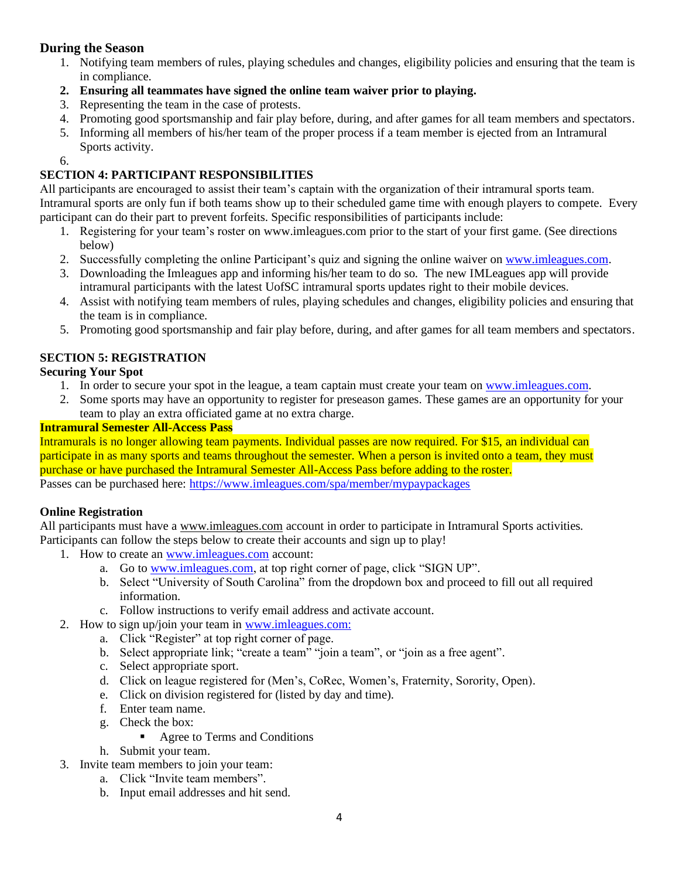### During the Season

1. Notifying team members of rules, playing schedules and changes, eligibility policies and ensuring that the team is in compliance.
2. **Ensuring all teammates have signed the online team waiver prior to playing.**
3. Representing the team in the case of protests.
4. Promoting good sportsmanship and fair play before, during, and after games for all team members and spectators.
5. Informing all members of his/her team of the proper process if a team member is ejected from an Intramural Sports activity.
6.

### SECTION 4: PARTICIPANT RESPONSIBILITIES

All participants are encouraged to assist their team's captain with the organization of their intramural sports team. Intramural sports are only fun if both teams show up to their scheduled game time with enough players to compete. Every participant can do their part to prevent forfeits. Specific responsibilities of participants include:

1. Registering for your team's roster on www.imleagues.com prior to the start of your first game. (See directions below)
2. Successfully completing the online Participant's quiz and signing the online waiver on www.imleagues.com.
3. Downloading the Imleagues app and informing his/her team to do so. The new IMLeagues app will provide intramural participants with the latest UofSC intramural sports updates right to their mobile devices.
4. Assist with notifying team members of rules, playing schedules and changes, eligibility policies and ensuring that the team is in compliance.
5. Promoting good sportsmanship and fair play before, during, and after games for all team members and spectators.

### SECTION 5: REGISTRATION

**Securing Your Spot**

1. In order to secure your spot in the league, a team captain must create your team on www.imleagues.com.
2. Some sports may have an opportunity to register for preseason games. These games are an opportunity for your team to play an extra officiated game at no extra charge.

**Intramural Semester All-Access Pass**

Intramurals is no longer allowing team payments. Individual passes are now required. For $15, an individual can participate in as many sports and teams throughout the semester. When a person is invited onto a team, they must purchase or have purchased the Intramural Semester All-Access Pass before adding to the roster.

Passes can be purchased here: https://www.imleagues.com/spa/member/mypaypackages

**Online Registration**

All participants must have a www.imleagues.com account in order to participate in Intramural Sports activities. Participants can follow the steps below to create their accounts and sign up to play!

1. How to create an www.imleagues.com account:
   a. Go to www.imleagues.com, at top right corner of page, click "SIGN UP".
   b. Select "University of South Carolina" from the dropdown box and proceed to fill out all required information.
   c. Follow instructions to verify email address and activate account.
2. How to sign up/join your team in www.imleagues.com:
   a. Click "Register" at top right corner of page.
   b. Select appropriate link; "create a team" "join a team", or "join as a free agent".
   c. Select appropriate sport.
   d. Click on league registered for (Men's, CoRec, Women's, Fraternity, Sorority, Open).
   e. Click on division registered for (listed by day and time).
   f. Enter team name.
   g. Check the box:
      - Agree to Terms and Conditions
   h. Submit your team.
3. Invite team members to join your team:
   a. Click "Invite team members".
   b. Input email addresses and hit send.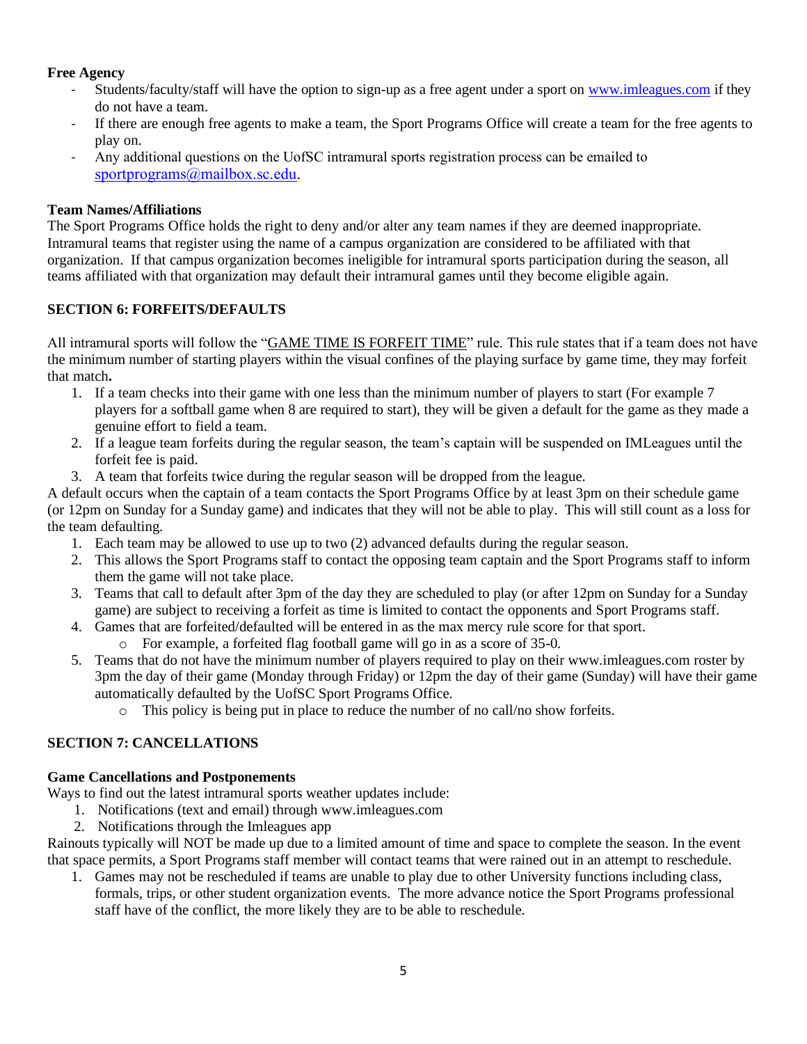**Free Agency**

- Students/faculty/staff will have the option to sign-up as a free agent under a sport on [www.imleagues.com](http://www.imleagues.com) if they do not have a team.
- If there are enough free agents to make a team, the Sport Programs Office will create a team for the free agents to play on.
- Any additional questions on the UofSC intramural sports registration process can be emailed to [sportprograms@mailbox.sc.edu](mailto:sportprograms@mailbox.sc.edu).

**Team Names/Affiliations**

The Sport Programs Office holds the right to deny and/or alter any team names if they are deemed inappropriate. Intramural teams that register using the name of a campus organization are considered to be affiliated with that organization. If that campus organization becomes ineligible for intramural sports participation during the season, all teams affiliated with that organization may default their intramural games until they become eligible again.

## SECTION 6: FORFEITS/DEFAULTS

All intramural sports will follow the "GAME TIME IS FORFEIT TIME" rule. This rule states that if a team does not have the minimum number of starting players within the visual confines of the playing surface by game time, they may forfeit that match**.**

1. If a team checks into their game with one less than the minimum number of players to start (For example 7 players for a softball game when 8 are required to start), they will be given a default for the game as they made a genuine effort to field a team.
2. If a league team forfeits during the regular season, the team's captain will be suspended on IMLeagues until the forfeit fee is paid.
3. A team that forfeits twice during the regular season will be dropped from the league.

A default occurs when the captain of a team contacts the Sport Programs Office by at least 3pm on their schedule game (or 12pm on Sunday for a Sunday game) and indicates that they will not be able to play. This will still count as a loss for the team defaulting.

1. Each team may be allowed to use up to two (2) advanced defaults during the regular season.
2. This allows the Sport Programs staff to contact the opposing team captain and the Sport Programs staff to inform them the game will not take place.
3. Teams that call to default after 3pm of the day they are scheduled to play (or after 12pm on Sunday for a Sunday game) are subject to receiving a forfeit as time is limited to contact the opponents and Sport Programs staff.
4. Games that are forfeited/defaulted will be entered in as the max mercy rule score for that sport.
   - For example, a forfeited flag football game will go in as a score of 35-0.
5. Teams that do not have the minimum number of players required to play on their www.imleagues.com roster by 3pm the day of their game (Monday through Friday) or 12pm the day of their game (Sunday) will have their game automatically defaulted by the UofSC Sport Programs Office.
   - This policy is being put in place to reduce the number of no call/no show forfeits.

## SECTION 7: CANCELLATIONS

**Game Cancellations and Postponements**

Ways to find out the latest intramural sports weather updates include:

1. Notifications (text and email) through www.imleagues.com
2. Notifications through the Imleagues app

Rainouts typically will NOT be made up due to a limited amount of time and space to complete the season. In the event that space permits, a Sport Programs staff member will contact teams that were rained out in an attempt to reschedule.

1. Games may not be rescheduled if teams are unable to play due to other University functions including class, formals, trips, or other student organization events. The more advance notice the Sport Programs professional staff have of the conflict, the more likely they are to be able to reschedule.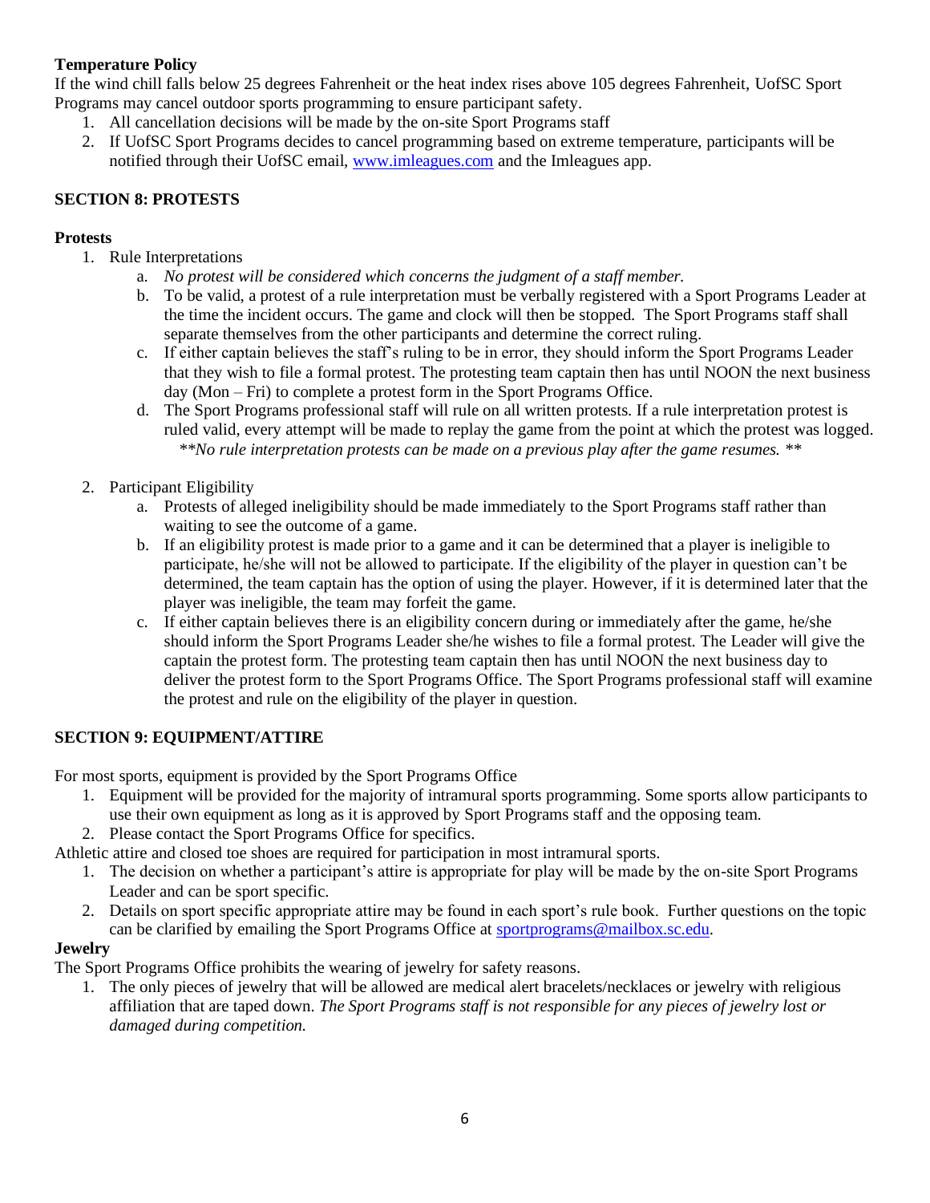**Temperature Policy**

If the wind chill falls below 25 degrees Fahrenheit or the heat index rises above 105 degrees Fahrenheit, UofSC Sport Programs may cancel outdoor sports programming to ensure participant safety.

1. All cancellation decisions will be made by the on-site Sport Programs staff
2. If UofSC Sport Programs decides to cancel programming based on extreme temperature, participants will be notified through their UofSC email, www.imleagues.com and the Imleagues app.

## SECTION 8: PROTESTS

**Protests**

1. Rule Interpretations
   a. *No protest will be considered which concerns the judgment of a staff member.*
   b. To be valid, a protest of a rule interpretation must be verbally registered with a Sport Programs Leader at the time the incident occurs. The game and clock will then be stopped. The Sport Programs staff shall separate themselves from the other participants and determine the correct ruling.
   c. If either captain believes the staff's ruling to be in error, they should inform the Sport Programs Leader that they wish to file a formal protest. The protesting team captain then has until NOON the next business day (Mon – Fri) to complete a protest form in the Sport Programs Office.
   d. The Sport Programs professional staff will rule on all written protests. If a rule interpretation protest is ruled valid, every attempt will be made to replay the game from the point at which the protest was logged. *\*\*No rule interpretation protests can be made on a previous play after the game resumes. \*\**
2. Participant Eligibility
   a. Protests of alleged ineligibility should be made immediately to the Sport Programs staff rather than waiting to see the outcome of a game.
   b. If an eligibility protest is made prior to a game and it can be determined that a player is ineligible to participate, he/she will not be allowed to participate. If the eligibility of the player in question can't be determined, the team captain has the option of using the player. However, if it is determined later that the player was ineligible, the team may forfeit the game.
   c. If either captain believes there is an eligibility concern during or immediately after the game, he/she should inform the Sport Programs Leader she/he wishes to file a formal protest. The Leader will give the captain the protest form. The protesting team captain then has until NOON the next business day to deliver the protest form to the Sport Programs Office. The Sport Programs professional staff will examine the protest and rule on the eligibility of the player in question.

## SECTION 9: EQUIPMENT/ATTIRE

For most sports, equipment is provided by the Sport Programs Office

1. Equipment will be provided for the majority of intramural sports programming. Some sports allow participants to use their own equipment as long as it is approved by Sport Programs staff and the opposing team.
2. Please contact the Sport Programs Office for specifics.

Athletic attire and closed toe shoes are required for participation in most intramural sports.

1. The decision on whether a participant's attire is appropriate for play will be made by the on-site Sport Programs Leader and can be sport specific.
2. Details on sport specific appropriate attire may be found in each sport's rule book. Further questions on the topic can be clarified by emailing the Sport Programs Office at sportprograms@mailbox.sc.edu.

**Jewelry**

The Sport Programs Office prohibits the wearing of jewelry for safety reasons.

1. The only pieces of jewelry that will be allowed are medical alert bracelets/necklaces or jewelry with religious affiliation that are taped down. *The Sport Programs staff is not responsible for any pieces of jewelry lost or damaged during competition.*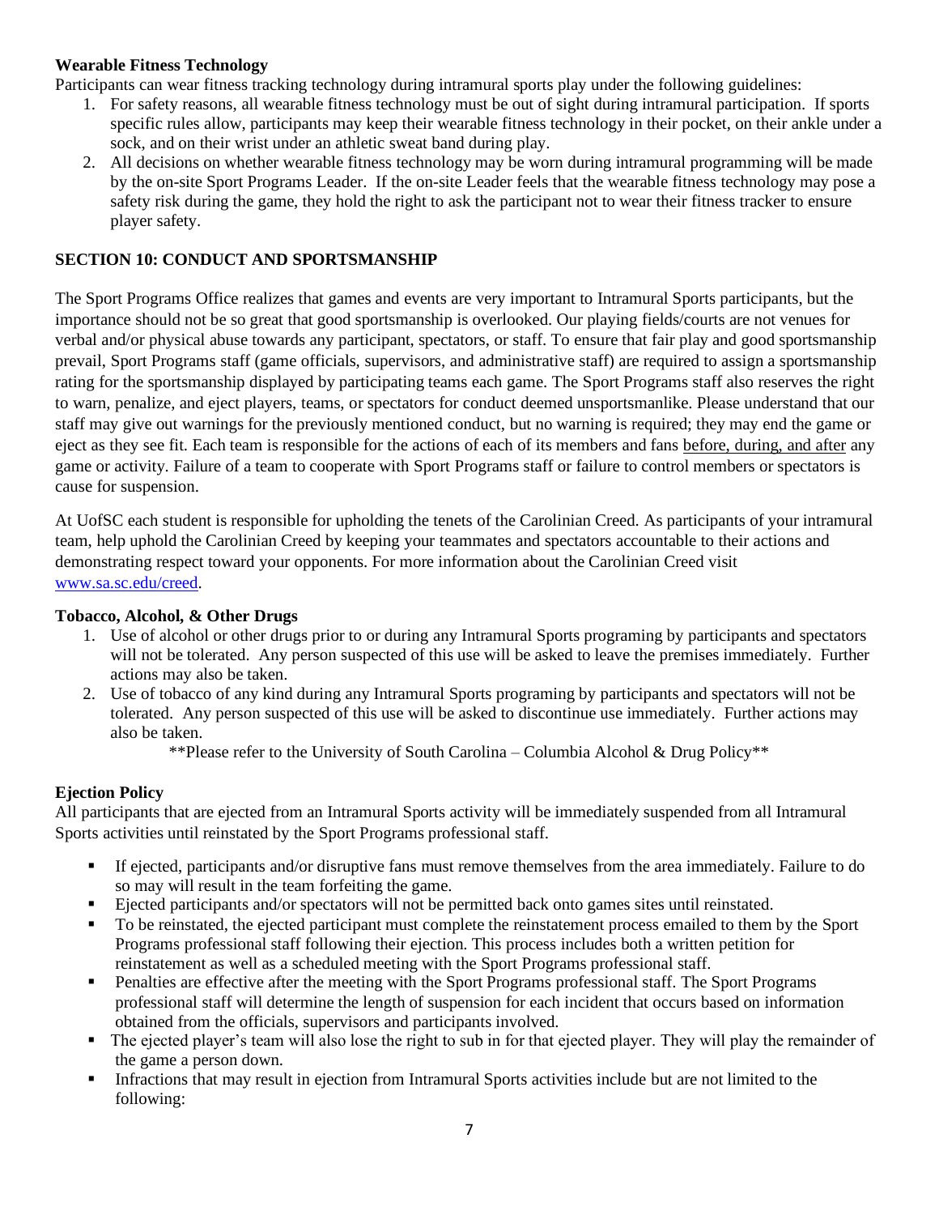**Wearable Fitness Technology**

Participants can wear fitness tracking technology during intramural sports play under the following guidelines:

1. For safety reasons, all wearable fitness technology must be out of sight during intramural participation. If sports specific rules allow, participants may keep their wearable fitness technology in their pocket, on their ankle under a sock, and on their wrist under an athletic sweat band during play.
2. All decisions on whether wearable fitness technology may be worn during intramural programming will be made by the on-site Sport Programs Leader. If the on-site Leader feels that the wearable fitness technology may pose a safety risk during the game, they hold the right to ask the participant not to wear their fitness tracker to ensure player safety.

## SECTION 10: CONDUCT AND SPORTSMANSHIP

The Sport Programs Office realizes that games and events are very important to Intramural Sports participants, but the importance should not be so great that good sportsmanship is overlooked. Our playing fields/courts are not venues for verbal and/or physical abuse towards any participant, spectators, or staff. To ensure that fair play and good sportsmanship prevail, Sport Programs staff (game officials, supervisors, and administrative staff) are required to assign a sportsmanship rating for the sportsmanship displayed by participating teams each game. The Sport Programs staff also reserves the right to warn, penalize, and eject players, teams, or spectators for conduct deemed unsportsmanlike. Please understand that our staff may give out warnings for the previously mentioned conduct, but no warning is required; they may end the game or eject as they see fit. Each team is responsible for the actions of each of its members and fans before, during, and after any game or activity. Failure of a team to cooperate with Sport Programs staff or failure to control members or spectators is cause for suspension.

At UofSC each student is responsible for upholding the tenets of the Carolinian Creed. As participants of your intramural team, help uphold the Carolinian Creed by keeping your teammates and spectators accountable to their actions and demonstrating respect toward your opponents. For more information about the Carolinian Creed visit www.sa.sc.edu/creed.

**Tobacco, Alcohol, & Other Drugs**

1. Use of alcohol or other drugs prior to or during any Intramural Sports programing by participants and spectators will not be tolerated. Any person suspected of this use will be asked to leave the premises immediately. Further actions may also be taken.
2. Use of tobacco of any kind during any Intramural Sports programing by participants and spectators will not be tolerated. Any person suspected of this use will be asked to discontinue use immediately. Further actions may also be taken.

**Please refer to the University of South Carolina – Columbia Alcohol & Drug Policy**

**Ejection Policy**

All participants that are ejected from an Intramural Sports activity will be immediately suspended from all Intramural Sports activities until reinstated by the Sport Programs professional staff.

- If ejected, participants and/or disruptive fans must remove themselves from the area immediately. Failure to do so may will result in the team forfeiting the game.
- Ejected participants and/or spectators will not be permitted back onto games sites until reinstated.
- To be reinstated, the ejected participant must complete the reinstatement process emailed to them by the Sport Programs professional staff following their ejection. This process includes both a written petition for reinstatement as well as a scheduled meeting with the Sport Programs professional staff.
- Penalties are effective after the meeting with the Sport Programs professional staff. The Sport Programs professional staff will determine the length of suspension for each incident that occurs based on information obtained from the officials, supervisors and participants involved.
- The ejected player's team will also lose the right to sub in for that ejected player. They will play the remainder of the game a person down.
- Infractions that may result in ejection from Intramural Sports activities include but are not limited to the following: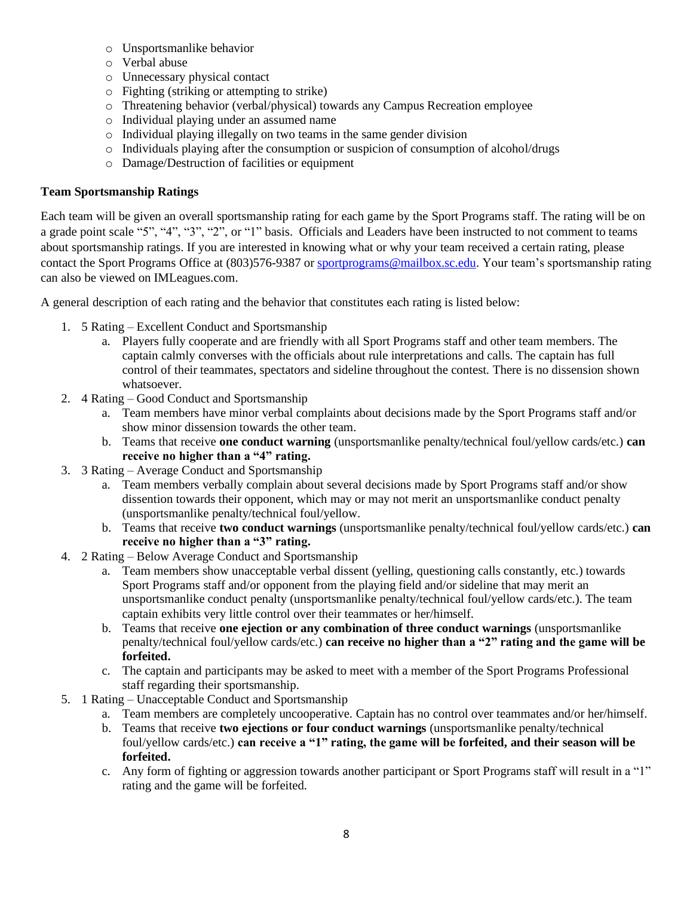- Unsportsmanlike behavior
- Verbal abuse
- Unnecessary physical contact
- Fighting (striking or attempting to strike)
- Threatening behavior (verbal/physical) towards any Campus Recreation employee
- Individual playing under an assumed name
- Individual playing illegally on two teams in the same gender division
- Individuals playing after the consumption or suspicion of consumption of alcohol/drugs
- Damage/Destruction of facilities or equipment

**Team Sportsmanship Ratings**

Each team will be given an overall sportsmanship rating for each game by the Sport Programs staff. The rating will be on a grade point scale "5", "4", "3", "2", or "1" basis. Officials and Leaders have been instructed to not comment to teams about sportsmanship ratings. If you are interested in knowing what or why your team received a certain rating, please contact the Sport Programs Office at (803)576-9387 or sportprograms@mailbox.sc.edu. Your team's sportsmanship rating can also be viewed on IMLeagues.com.

A general description of each rating and the behavior that constitutes each rating is listed below:

1. 5 Rating – Excellent Conduct and Sportsmanship
   a. Players fully cooperate and are friendly with all Sport Programs staff and other team members. The captain calmly converses with the officials about rule interpretations and calls. The captain has full control of their teammates, spectators and sideline throughout the contest. There is no dissension shown whatsoever.
2. 4 Rating – Good Conduct and Sportsmanship
   a. Team members have minor verbal complaints about decisions made by the Sport Programs staff and/or show minor dissension towards the other team.
   b. Teams that receive **one conduct warning** (unsportsmanlike penalty/technical foul/yellow cards/etc.) **can receive no higher than a "4" rating.**
3. 3 Rating – Average Conduct and Sportsmanship
   a. Team members verbally complain about several decisions made by Sport Programs staff and/or show dissention towards their opponent, which may or may not merit an unsportsmanlike conduct penalty (unsportsmanlike penalty/technical foul/yellow.
   b. Teams that receive **two conduct warnings** (unsportsmanlike penalty/technical foul/yellow cards/etc.) **can receive no higher than a "3" rating.**
4. 2 Rating – Below Average Conduct and Sportsmanship
   a. Team members show unacceptable verbal dissent (yelling, questioning calls constantly, etc.) towards Sport Programs staff and/or opponent from the playing field and/or sideline that may merit an unsportsmanlike conduct penalty (unsportsmanlike penalty/technical foul/yellow cards/etc.). The team captain exhibits very little control over their teammates or her/himself.
   b. Teams that receive **one ejection or any combination of three conduct warnings** (unsportsmanlike penalty/technical foul/yellow cards/etc.) **can receive no higher than a "2" rating and the game will be forfeited.**
   c. The captain and participants may be asked to meet with a member of the Sport Programs Professional staff regarding their sportsmanship.
5. 1 Rating – Unacceptable Conduct and Sportsmanship
   a. Team members are completely uncooperative. Captain has no control over teammates and/or her/himself.
   b. Teams that receive **two ejections or four conduct warnings** (unsportsmanlike penalty/technical foul/yellow cards/etc.) **can receive a "1" rating, the game will be forfeited, and their season will be forfeited.**
   c. Any form of fighting or aggression towards another participant or Sport Programs staff will result in a "1" rating and the game will be forfeited.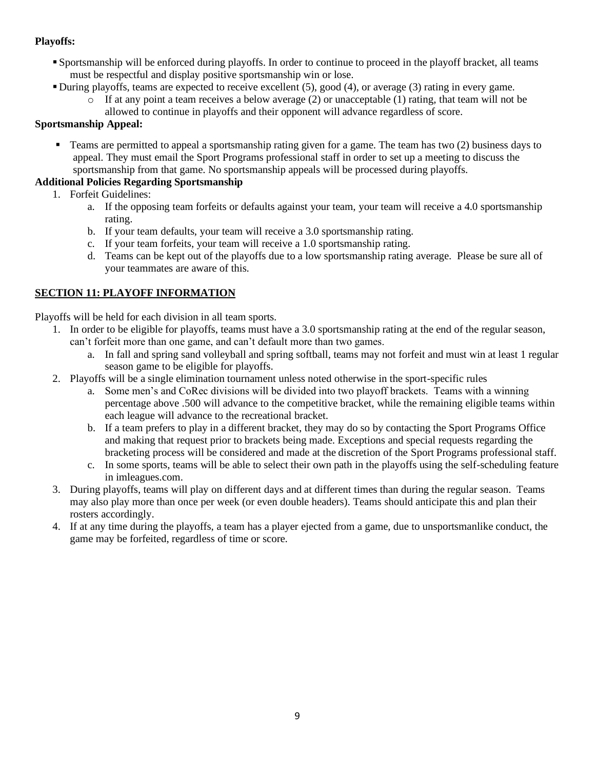**Playoffs:**

- Sportsmanship will be enforced during playoffs. In order to continue to proceed in the playoff bracket, all teams must be respectful and display positive sportsmanship win or lose.
- During playoffs, teams are expected to receive excellent (5), good (4), or average (3) rating in every game.
  - If at any point a team receives a below average (2) or unacceptable (1) rating, that team will not be allowed to continue in playoffs and their opponent will advance regardless of score.

**Sportsmanship Appeal:**

- Teams are permitted to appeal a sportsmanship rating given for a game. The team has two (2) business days to appeal. They must email the Sport Programs professional staff in order to set up a meeting to discuss the sportsmanship from that game. No sportsmanship appeals will be processed during playoffs.

**Additional Policies Regarding Sportsmanship**

1. Forfeit Guidelines:
   a. If the opposing team forfeits or defaults against your team, your team will receive a 4.0 sportsmanship rating.
   b. If your team defaults, your team will receive a 3.0 sportsmanship rating.
   c. If your team forfeits, your team will receive a 1.0 sportsmanship rating.
   d. Teams can be kept out of the playoffs due to a low sportsmanship rating average. Please be sure all of your teammates are aware of this.

## SECTION 11: PLAYOFF INFORMATION

Playoffs will be held for each division in all team sports.

1. In order to be eligible for playoffs, teams must have a 3.0 sportsmanship rating at the end of the regular season, can't forfeit more than one game, and can't default more than two games.
   a. In fall and spring sand volleyball and spring softball, teams may not forfeit and must win at least 1 regular season game to be eligible for playoffs.
2. Playoffs will be a single elimination tournament unless noted otherwise in the sport-specific rules
   a. Some men's and CoRec divisions will be divided into two playoff brackets. Teams with a winning percentage above .500 will advance to the competitive bracket, while the remaining eligible teams within each league will advance to the recreational bracket.
   b. If a team prefers to play in a different bracket, they may do so by contacting the Sport Programs Office and making that request prior to brackets being made. Exceptions and special requests regarding the bracketing process will be considered and made at the discretion of the Sport Programs professional staff.
   c. In some sports, teams will be able to select their own path in the playoffs using the self-scheduling feature in imleagues.com.
3. During playoffs, teams will play on different days and at different times than during the regular season. Teams may also play more than once per week (or even double headers). Teams should anticipate this and plan their rosters accordingly.
4. If at any time during the playoffs, a team has a player ejected from a game, due to unsportsmanlike conduct, the game may be forfeited, regardless of time or score.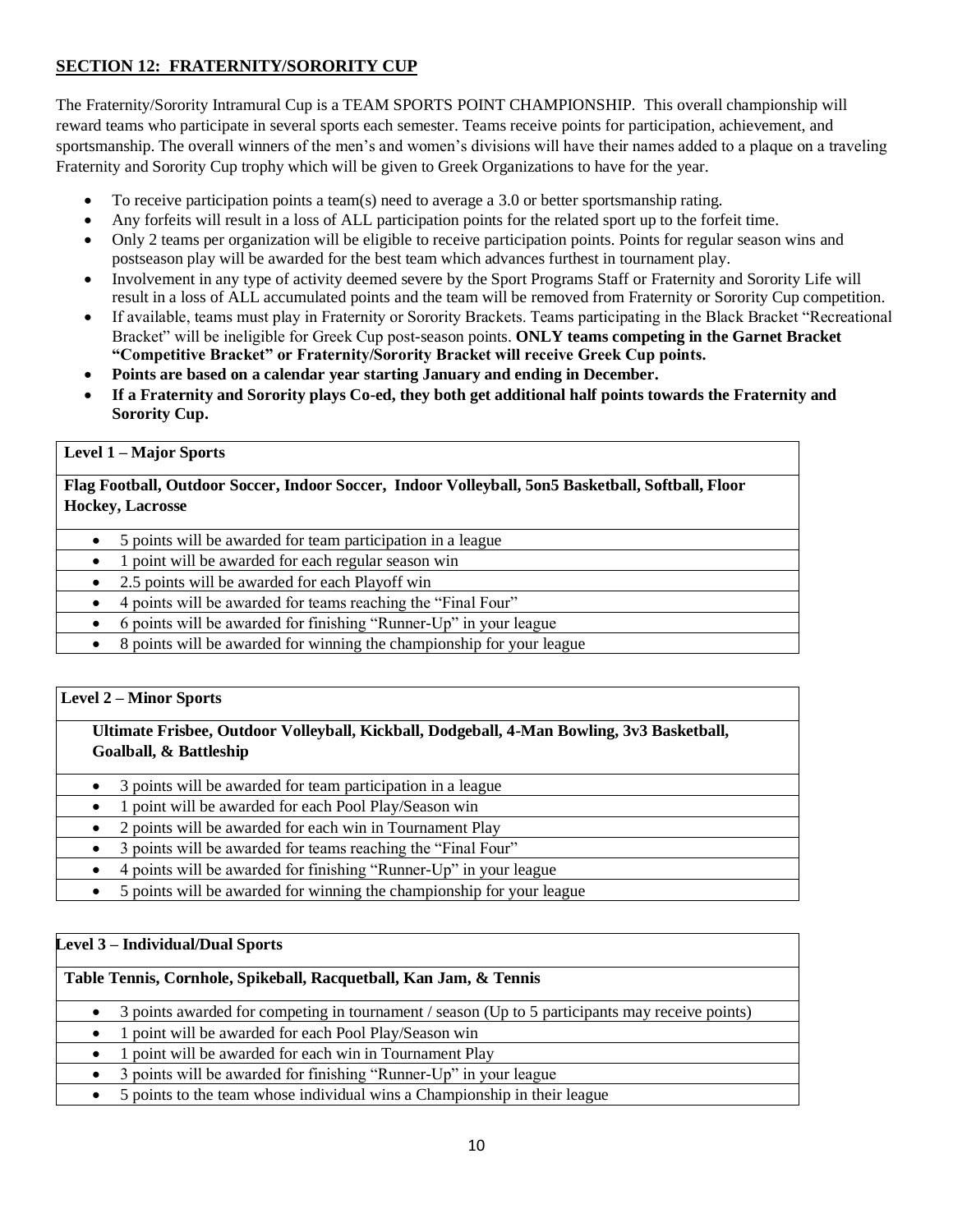## **SECTION 12: FRATERNITY/SORORITY CUP**

The Fraternity/Sorority Intramural Cup is a TEAM SPORTS POINT CHAMPIONSHIP. This overall championship will reward teams who participate in several sports each semester. Teams receive points for participation, achievement, and sportsmanship. The overall winners of the men's and women's divisions will have their names added to a plaque on a traveling Fraternity and Sorority Cup trophy which will be given to Greek Organizations to have for the year.

- To receive participation points a team(s) need to average a 3.0 or better sportsmanship rating.
- Any forfeits will result in a loss of ALL participation points for the related sport up to the forfeit time.
- Only 2 teams per organization will be eligible to receive participation points. Points for regular season wins and postseason play will be awarded for the best team which advances furthest in tournament play.
- Involvement in any type of activity deemed severe by the Sport Programs Staff or Fraternity and Sorority Life will result in a loss of ALL accumulated points and the team will be removed from Fraternity or Sorority Cup competition.
- If available, teams must play in Fraternity or Sorority Brackets. Teams participating in the Black Bracket "Recreational Bracket" will be ineligible for Greek Cup post-season points. **ONLY teams competing in the Garnet Bracket "Competitive Bracket" or Fraternity/Sorority Bracket will receive Greek Cup points.**
- **Points are based on a calendar year starting January and ending in December.**
- **If a Fraternity and Sorority plays Co-ed, they both get additional half points towards the Fraternity and Sorority Cup.**

| **Level 1 – Major Sports** |
|---|
| **Flag Football, Outdoor Soccer, Indoor Soccer, Indoor Volleyball, 5on5 Basketball, Softball, Floor Hockey, Lacrosse** |
| • 5 points will be awarded for team participation in a league |
| • 1 point will be awarded for each regular season win |
| • 2.5 points will be awarded for each Playoff win |
| • 4 points will be awarded for teams reaching the "Final Four" |
| • 6 points will be awarded for finishing "Runner-Up" in your league |
| • 8 points will be awarded for winning the championship for your league |

| **Level 2 – Minor Sports** |
|---|
| **Ultimate Frisbee, Outdoor Volleyball, Kickball, Dodgeball, 4-Man Bowling, 3v3 Basketball, Goalball, & Battleship** |
| • 3 points will be awarded for team participation in a league |
| • 1 point will be awarded for each Pool Play/Season win |
| • 2 points will be awarded for each win in Tournament Play |
| • 3 points will be awarded for teams reaching the "Final Four" |
| • 4 points will be awarded for finishing "Runner-Up" in your league |
| • 5 points will be awarded for winning the championship for your league |

| **Level 3 – Individual/Dual Sports** |
|---|
| **Table Tennis, Cornhole, Spikeball, Racquetball, Kan Jam, & Tennis** |
| • 3 points awarded for competing in tournament / season (Up to 5 participants may receive points) |
| • 1 point will be awarded for each Pool Play/Season win |
| • 1 point will be awarded for each win in Tournament Play |
| • 3 points will be awarded for finishing "Runner-Up" in your league |
| • 5 points to the team whose individual wins a Championship in their league |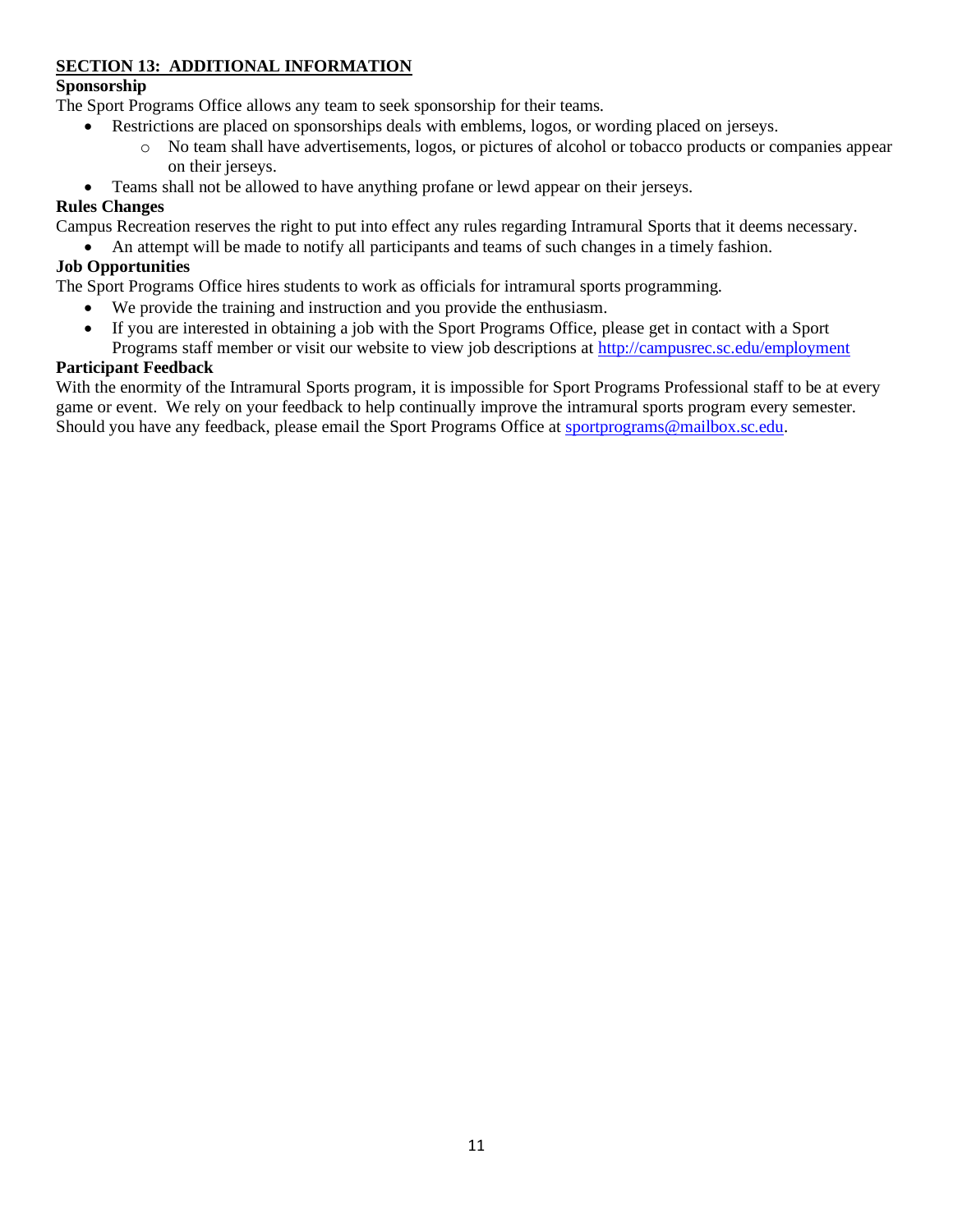## SECTION 13: ADDITIONAL INFORMATION

**Sponsorship**

The Sport Programs Office allows any team to seek sponsorship for their teams.

- Restrictions are placed on sponsorships deals with emblems, logos, or wording placed on jerseys.
  - No team shall have advertisements, logos, or pictures of alcohol or tobacco products or companies appear on their jerseys.
- Teams shall not be allowed to have anything profane or lewd appear on their jerseys.

**Rules Changes**

Campus Recreation reserves the right to put into effect any rules regarding Intramural Sports that it deems necessary.

- An attempt will be made to notify all participants and teams of such changes in a timely fashion.

**Job Opportunities**

The Sport Programs Office hires students to work as officials for intramural sports programming.

- We provide the training and instruction and you provide the enthusiasm.
- If you are interested in obtaining a job with the Sport Programs Office, please get in contact with a Sport Programs staff member or visit our website to view job descriptions at http://campusrec.sc.edu/employment

**Participant Feedback**

With the enormity of the Intramural Sports program, it is impossible for Sport Programs Professional staff to be at every game or event. We rely on your feedback to help continually improve the intramural sports program every semester. Should you have any feedback, please email the Sport Programs Office at sportprograms@mailbox.sc.edu.